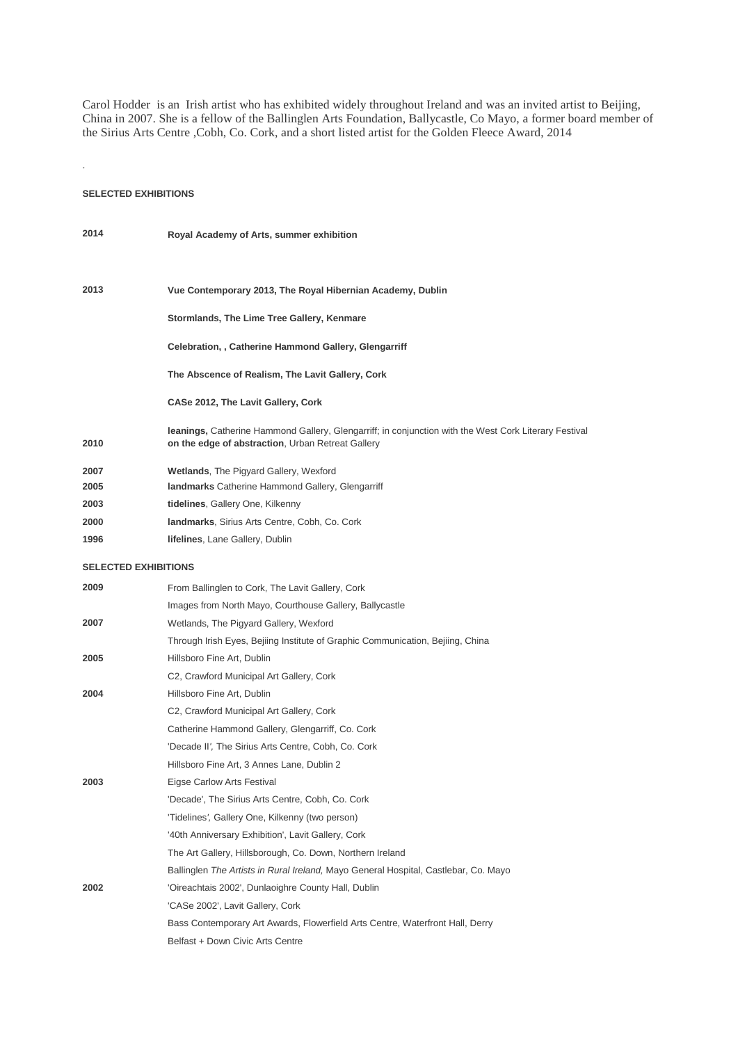Carol Hodder is an Irish artist who has exhibited widely throughout Ireland and was an invited artist to Beijing, China in 2007. She is a fellow of the Ballinglen Arts Foundation, Ballycastle, Co Mayo, a former board member of the Sirius Arts Centre ,Cobh, Co. Cork, and a short listed artist for the Golden Fleece Award, 2014

.

**SELECTED EXHIBITIONS**

| | |
|---|---|
| **2014** | **Royal Academy of Arts, summer exhibition** |
| **2013** | **Vue Contemporary 2013, The Royal Hibernian Academy, Dublin** |
| | **Stormlands, The Lime Tree Gallery, Kenmare** |
| | **Celebration, , Catherine Hammond Gallery, Glengarriff** |
| | **The Abscence of Realism, The Lavit Gallery, Cork** |
| | **CASe 2012, The Lavit Gallery, Cork** |
| | **leanings,** Catherine Hammond Gallery, Glengarriff; in conjunction with the West Cork Literary Festival |
| **2010** | **on the edge of abstraction**, Urban Retreat Gallery |
| **2007** | **Wetlands**, The Pigyard Gallery, Wexford |
| **2005** | **landmarks** Catherine Hammond Gallery, Glengarriff |
| **2003** | **tidelines**, Gallery One, Kilkenny |
| **2000** | **landmarks**, Sirius Arts Centre, Cobh, Co. Cork |
| **1996** | **lifelines**, Lane Gallery, Dublin |

**SELECTED EXHIBITIONS**

| | |
|---|---|
| **2009** | From Ballinglen to Cork, The Lavit Gallery, Cork |
| | Images from North Mayo, Courthouse Gallery, Ballycastle |
| **2007** | Wetlands, The Pigyard Gallery, Wexford |
| | Through Irish Eyes, Bejiing Institute of Graphic Communication, Bejiing, China |
| **2005** | Hillsboro Fine Art, Dublin |
| | C2, Crawford Municipal Art Gallery, Cork |
| **2004** | Hillsboro Fine Art, Dublin |
| | C2, Crawford Municipal Art Gallery, Cork |
| | Catherine Hammond Gallery, Glengarriff, Co. Cork |
| | 'Decade II', The Sirius Arts Centre, Cobh, Co. Cork |
| | Hillsboro Fine Art, 3 Annes Lane, Dublin 2 |
| **2003** | Eigse Carlow Arts Festival |
| | 'Decade', The Sirius Arts Centre, Cobh, Co. Cork |
| | 'Tidelines', Gallery One, Kilkenny (two person) |
| | '40th Anniversary Exhibition', Lavit Gallery, Cork |
| | The Art Gallery, Hillsborough, Co. Down, Northern Ireland |
| | Ballinglen *The Artists in Rural Ireland,* Mayo General Hospital, Castlebar, Co. Mayo |
| **2002** | 'Oireachtais 2002', Dunlaoighre County Hall, Dublin |
| | 'CASe 2002', Lavit Gallery, Cork |
| | Bass Contemporary Art Awards, Flowerfield Arts Centre, Waterfront Hall, Derry |
| | Belfast + Down Civic Arts Centre |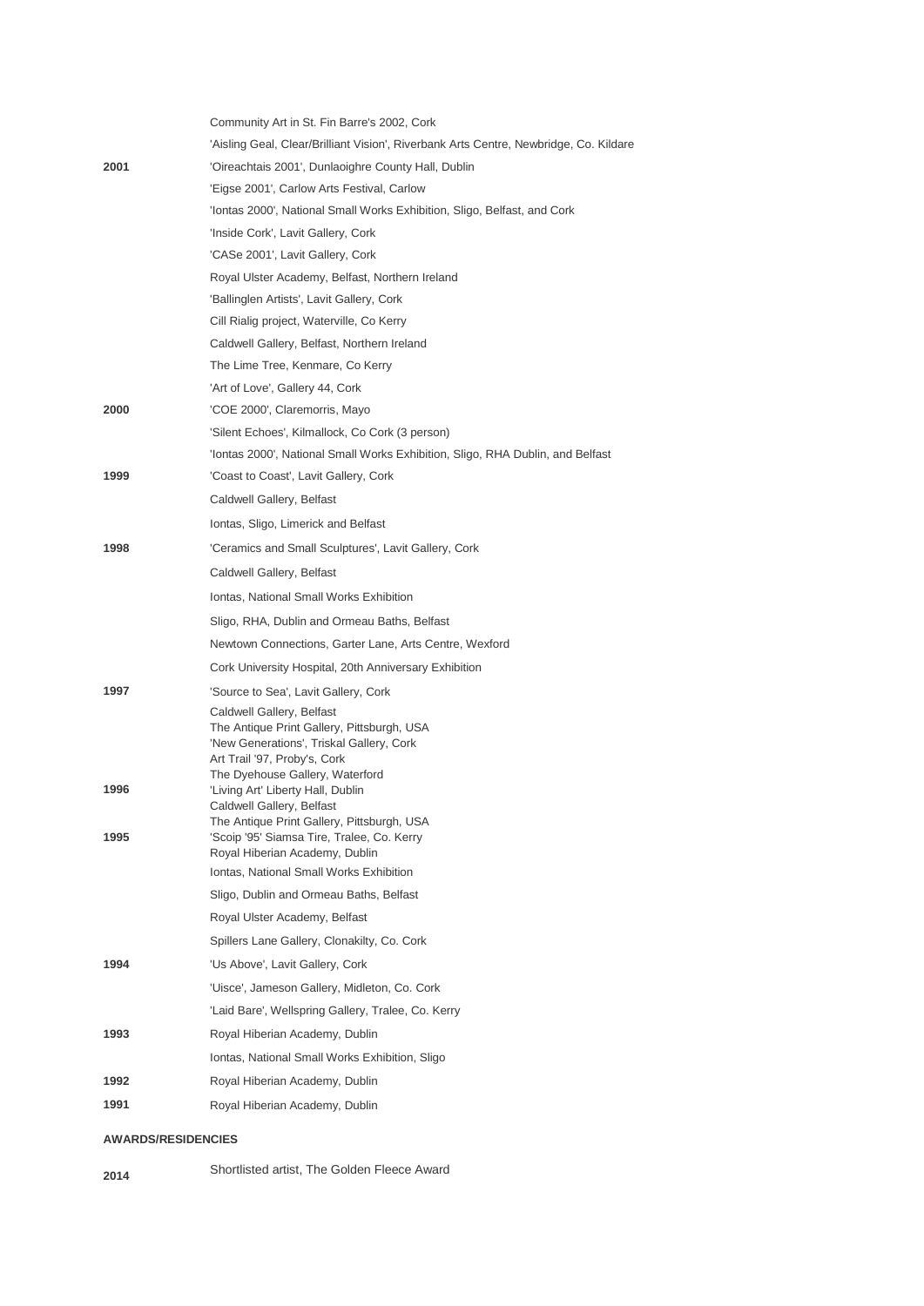| | |
|---|---|
| | Community Art in St. Fin Barre's 2002, Cork |
| | 'Aisling Geal, Clear/Brilliant Vision', Riverbank Arts Centre, Newbridge, Co. Kildare |
| **2001** | 'Oireachtais 2001', Dunlaoighre County Hall, Dublin |
| | 'Eigse 2001', Carlow Arts Festival, Carlow |
| | 'Iontas 2000', National Small Works Exhibition, Sligo, Belfast, and Cork |
| | 'Inside Cork', Lavit Gallery, Cork |
| | 'CASe 2001', Lavit Gallery, Cork |
| | Royal Ulster Academy, Belfast, Northern Ireland |
| | 'Ballinglen Artists', Lavit Gallery, Cork |
| | Cill Rialig project, Waterville, Co Kerry |
| | Caldwell Gallery, Belfast, Northern Ireland |
| | The Lime Tree, Kenmare, Co Kerry |
| | 'Art of Love', Gallery 44, Cork |
| **2000** | 'COE 2000', Claremorris, Mayo |
| | 'Silent Echoes', Kilmallock, Co Cork (3 person) |
| | 'Iontas 2000', National Small Works Exhibition, Sligo, RHA Dublin, and Belfast |
| **1999** | 'Coast to Coast', Lavit Gallery, Cork |
| | Caldwell Gallery, Belfast |
| | Iontas, Sligo, Limerick and Belfast |
| **1998** | 'Ceramics and Small Sculptures', Lavit Gallery, Cork |
| | Caldwell Gallery, Belfast |
| | Iontas, National Small Works Exhibition |
| | Sligo, RHA, Dublin and Ormeau Baths, Belfast |
| | Newtown Connections, Garter Lane, Arts Centre, Wexford |
| | Cork University Hospital, 20th Anniversary Exhibition |
| **1997** | 'Source to Sea', Lavit Gallery, Cork |
| | Caldwell Gallery, Belfast |
| | The Antique Print Gallery, Pittsburgh, USA |
| | 'New Generations', Triskal Gallery, Cork |
| | Art Trail '97, Proby's, Cork |
| | The Dyehouse Gallery, Waterford |
| **1996** | 'Living Art' Liberty Hall, Dublin |
| | Caldwell Gallery, Belfast |
| | The Antique Print Gallery, Pittsburgh, USA |
| **1995** | 'Scoip '95' Siamsa Tire, Tralee, Co. Kerry |
| | Royal Hiberian Academy, Dublin |
| | Iontas, National Small Works Exhibition |
| | Sligo, Dublin and Ormeau Baths, Belfast |
| | Royal Ulster Academy, Belfast |
| | Spillers Lane Gallery, Clonakilty, Co. Cork |
| **1994** | 'Us Above', Lavit Gallery, Cork |
| | 'Uisce', Jameson Gallery, Midleton, Co. Cork |
| | 'Laid Bare', Wellspring Gallery, Tralee, Co. Kerry |
| **1993** | Royal Hiberian Academy, Dublin |
| | Iontas, National Small Works Exhibition, Sligo |
| **1992** | Royal Hiberian Academy, Dublin |
| **1991** | Royal Hiberian Academy, Dublin |

**AWARDS/RESIDENCIES**

| | |
|---|---|
| **2014** | Shortlisted artist, The Golden Fleece Award |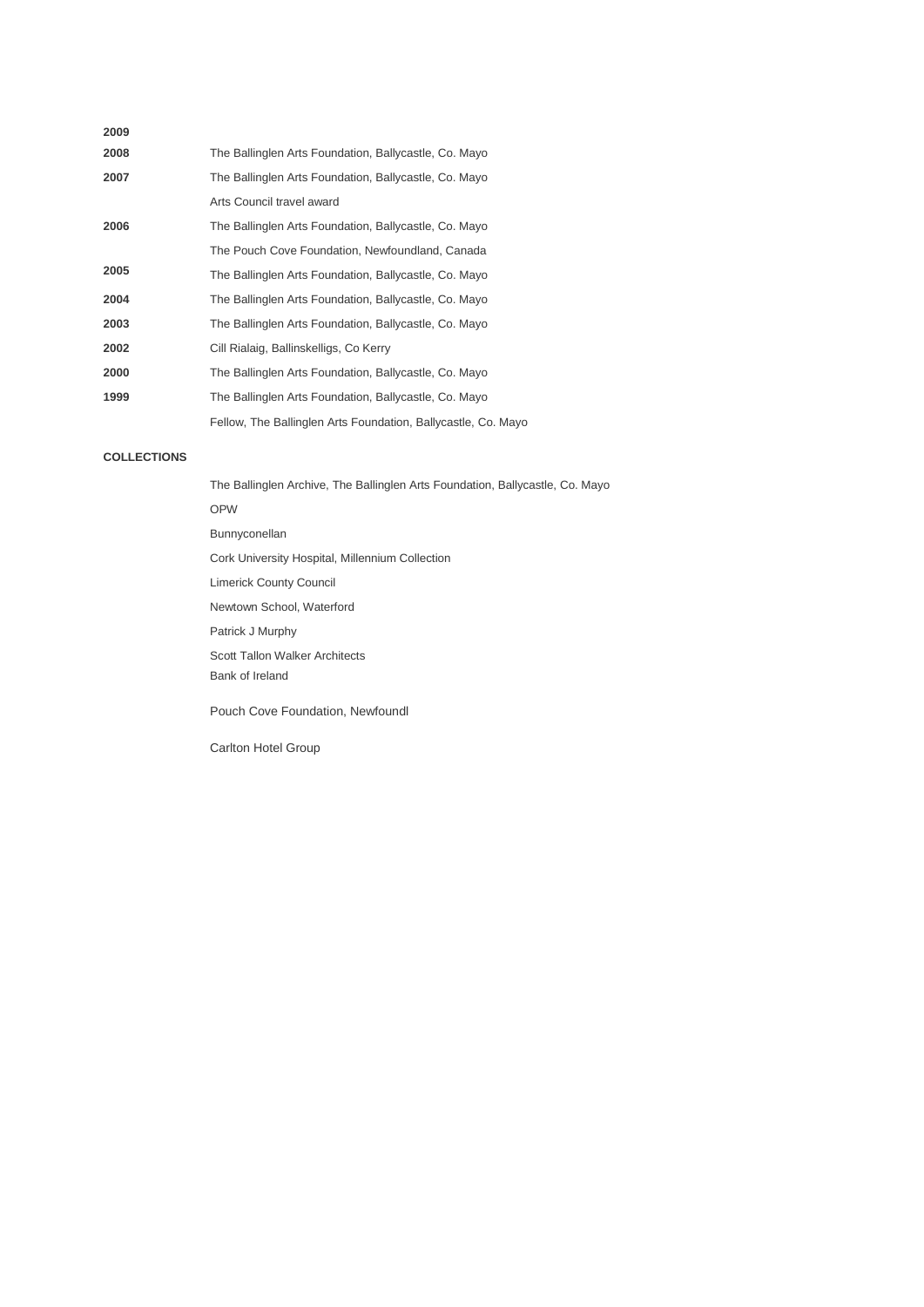| | |
|---|---|
| **2009** | |
| **2008** | The Ballinglen Arts Foundation, Ballycastle, Co. Mayo |
| **2007** | The Ballinglen Arts Foundation, Ballycastle, Co. Mayo |
| | Arts Council travel award |
| **2006** | The Ballinglen Arts Foundation, Ballycastle, Co. Mayo |
| | The Pouch Cove Foundation, Newfoundland, Canada |
| **2005** | The Ballinglen Arts Foundation, Ballycastle, Co. Mayo |
| **2004** | The Ballinglen Arts Foundation, Ballycastle, Co. Mayo |
| **2003** | The Ballinglen Arts Foundation, Ballycastle, Co. Mayo |
| **2002** | Cill Rialaig, Ballinskelligs, Co Kerry |
| **2000** | The Ballinglen Arts Foundation, Ballycastle, Co. Mayo |
| **1999** | The Ballinglen Arts Foundation, Ballycastle, Co. Mayo |
| | Fellow, The Ballinglen Arts Foundation, Ballycastle, Co. Mayo |

**COLLECTIONS**

The Ballinglen Archive, The Ballinglen Arts Foundation, Ballycastle, Co. Mayo

OPW

Bunnyconellan

Cork University Hospital, Millennium Collection

Limerick County Council

Newtown School, Waterford

Patrick J Murphy

Scott Tallon Walker Architects

Bank of Ireland

Pouch Cove Foundation, Newfoundl

Carlton Hotel Group